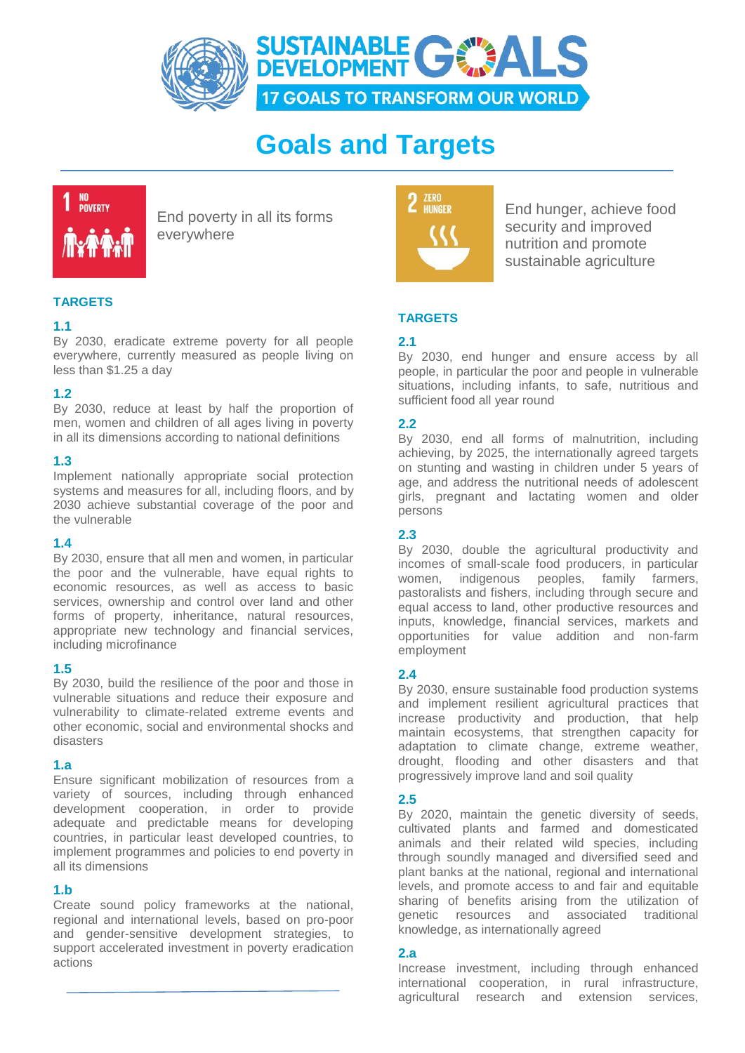SUSTAINABLE DEVELOPMENT GOALS
17 GOALS TO TRANSFORM OUR WORLD

# Goals and Targets

## 1 NO POVERTY

End poverty in all its forms everywhere

### TARGETS

**1.1**
By 2030, eradicate extreme poverty for all people everywhere, currently measured as people living on less than $1.25 a day

**1.2**
By 2030, reduce at least by half the proportion of men, women and children of all ages living in poverty in all its dimensions according to national definitions

**1.3**
Implement nationally appropriate social protection systems and measures for all, including floors, and by 2030 achieve substantial coverage of the poor and the vulnerable

**1.4**
By 2030, ensure that all men and women, in particular the poor and the vulnerable, have equal rights to economic resources, as well as access to basic services, ownership and control over land and other forms of property, inheritance, natural resources, appropriate new technology and financial services, including microfinance

**1.5**
By 2030, build the resilience of the poor and those in vulnerable situations and reduce their exposure and vulnerability to climate-related extreme events and other economic, social and environmental shocks and disasters

**1.a**
Ensure significant mobilization of resources from a variety of sources, including through enhanced development cooperation, in order to provide adequate and predictable means for developing countries, in particular least developed countries, to implement programmes and policies to end poverty in all its dimensions

**1.b**
Create sound policy frameworks at the national, regional and international levels, based on pro-poor and gender-sensitive development strategies, to support accelerated investment in poverty eradication actions

## 2 ZERO HUNGER

End hunger, achieve food security and improved nutrition and promote sustainable agriculture

### TARGETS

**2.1**
By 2030, end hunger and ensure access by all people, in particular the poor and people in vulnerable situations, including infants, to safe, nutritious and sufficient food all year round

**2.2**
By 2030, end all forms of malnutrition, including achieving, by 2025, the internationally agreed targets on stunting and wasting in children under 5 years of age, and address the nutritional needs of adolescent girls, pregnant and lactating women and older persons

**2.3**
By 2030, double the agricultural productivity and incomes of small-scale food producers, in particular women, indigenous peoples, family farmers, pastoralists and fishers, including through secure and equal access to land, other productive resources and inputs, knowledge, financial services, markets and opportunities for value addition and non-farm employment

**2.4**
By 2030, ensure sustainable food production systems and implement resilient agricultural practices that increase productivity and production, that help maintain ecosystems, that strengthen capacity for adaptation to climate change, extreme weather, drought, flooding and other disasters and that progressively improve land and soil quality

**2.5**
By 2020, maintain the genetic diversity of seeds, cultivated plants and farmed and domesticated animals and their related wild species, including through soundly managed and diversified seed and plant banks at the national, regional and international levels, and promote access to and fair and equitable sharing of benefits arising from the utilization of genetic resources and associated traditional knowledge, as internationally agreed

**2.a**
Increase investment, including through enhanced international cooperation, in rural infrastructure, agricultural research and extension services,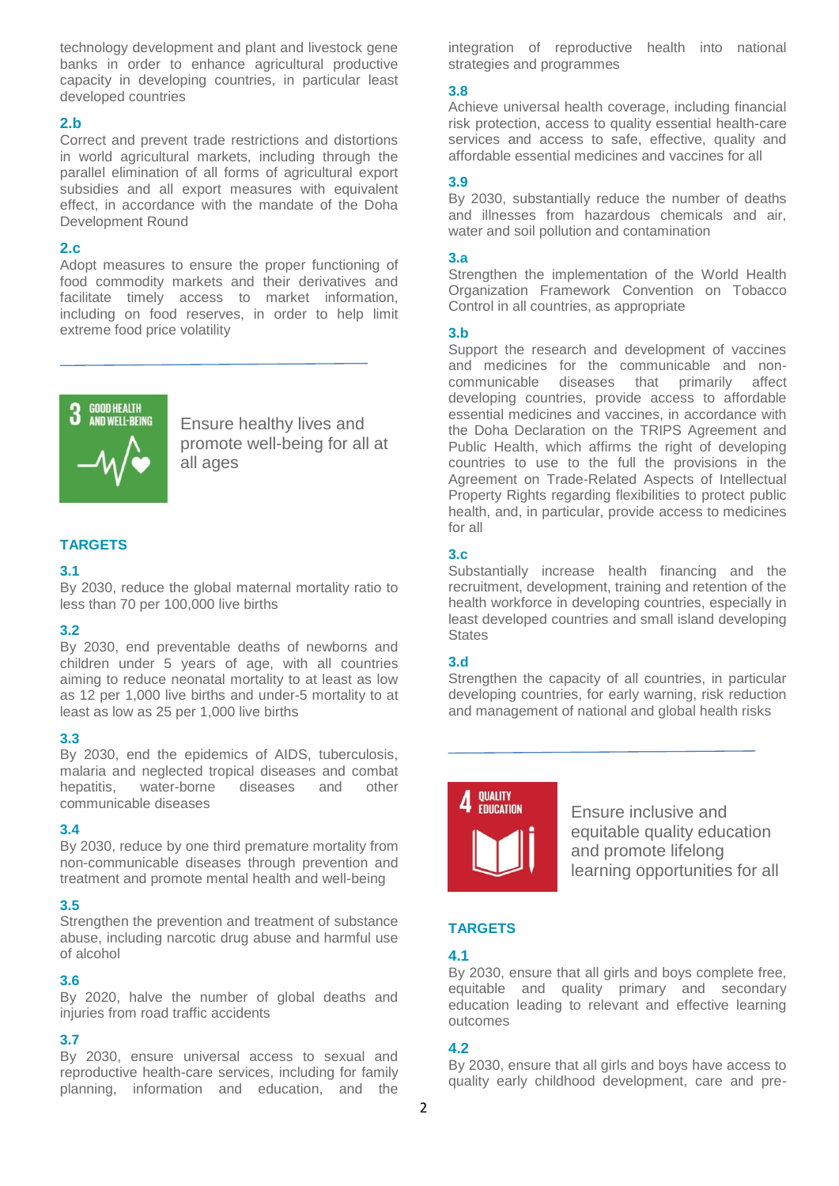technology development and plant and livestock gene banks in order to enhance agricultural productive capacity in developing countries, in particular least developed countries

**2.b**

Correct and prevent trade restrictions and distortions in world agricultural markets, including through the parallel elimination of all forms of agricultural export subsidies and all export measures with equivalent effect, in accordance with the mandate of the Doha Development Round

**2.c**

Adopt measures to ensure the proper functioning of food commodity markets and their derivatives and facilitate timely access to market information, including on food reserves, in order to help limit extreme food price volatility

---

## 3 GOOD HEALTH AND WELL-BEING

Ensure healthy lives and promote well-being for all at all ages

### TARGETS

**3.1**

By 2030, reduce the global maternal mortality ratio to less than 70 per 100,000 live births

**3.2**

By 2030, end preventable deaths of newborns and children under 5 years of age, with all countries aiming to reduce neonatal mortality to at least as low as 12 per 1,000 live births and under-5 mortality to at least as low as 25 per 1,000 live births

**3.3**

By 2030, end the epidemics of AIDS, tuberculosis, malaria and neglected tropical diseases and combat hepatitis, water-borne diseases and other communicable diseases

**3.4**

By 2030, reduce by one third premature mortality from non-communicable diseases through prevention and treatment and promote mental health and well-being

**3.5**

Strengthen the prevention and treatment of substance abuse, including narcotic drug abuse and harmful use of alcohol

**3.6**

By 2020, halve the number of global deaths and injuries from road traffic accidents

**3.7**

By 2030, ensure universal access to sexual and reproductive health-care services, including for family planning, information and education, and the integration of reproductive health into national strategies and programmes

**3.8**

Achieve universal health coverage, including financial risk protection, access to quality essential health-care services and access to safe, effective, quality and affordable essential medicines and vaccines for all

**3.9**

By 2030, substantially reduce the number of deaths and illnesses from hazardous chemicals and air, water and soil pollution and contamination

**3.a**

Strengthen the implementation of the World Health Organization Framework Convention on Tobacco Control in all countries, as appropriate

**3.b**

Support the research and development of vaccines and medicines for the communicable and non-communicable diseases that primarily affect developing countries, provide access to affordable essential medicines and vaccines, in accordance with the Doha Declaration on the TRIPS Agreement and Public Health, which affirms the right of developing countries to use to the full the provisions in the Agreement on Trade-Related Aspects of Intellectual Property Rights regarding flexibilities to protect public health, and, in particular, provide access to medicines for all

**3.c**

Substantially increase health financing and the recruitment, development, training and retention of the health workforce in developing countries, especially in least developed countries and small island developing States

**3.d**

Strengthen the capacity of all countries, in particular developing countries, for early warning, risk reduction and management of national and global health risks

---

## 4 QUALITY EDUCATION

Ensure inclusive and equitable quality education and promote lifelong learning opportunities for all

### TARGETS

**4.1**

By 2030, ensure that all girls and boys complete free, equitable and quality primary and secondary education leading to relevant and effective learning outcomes

**4.2**

By 2030, ensure that all girls and boys have access to quality early childhood development, care and pre-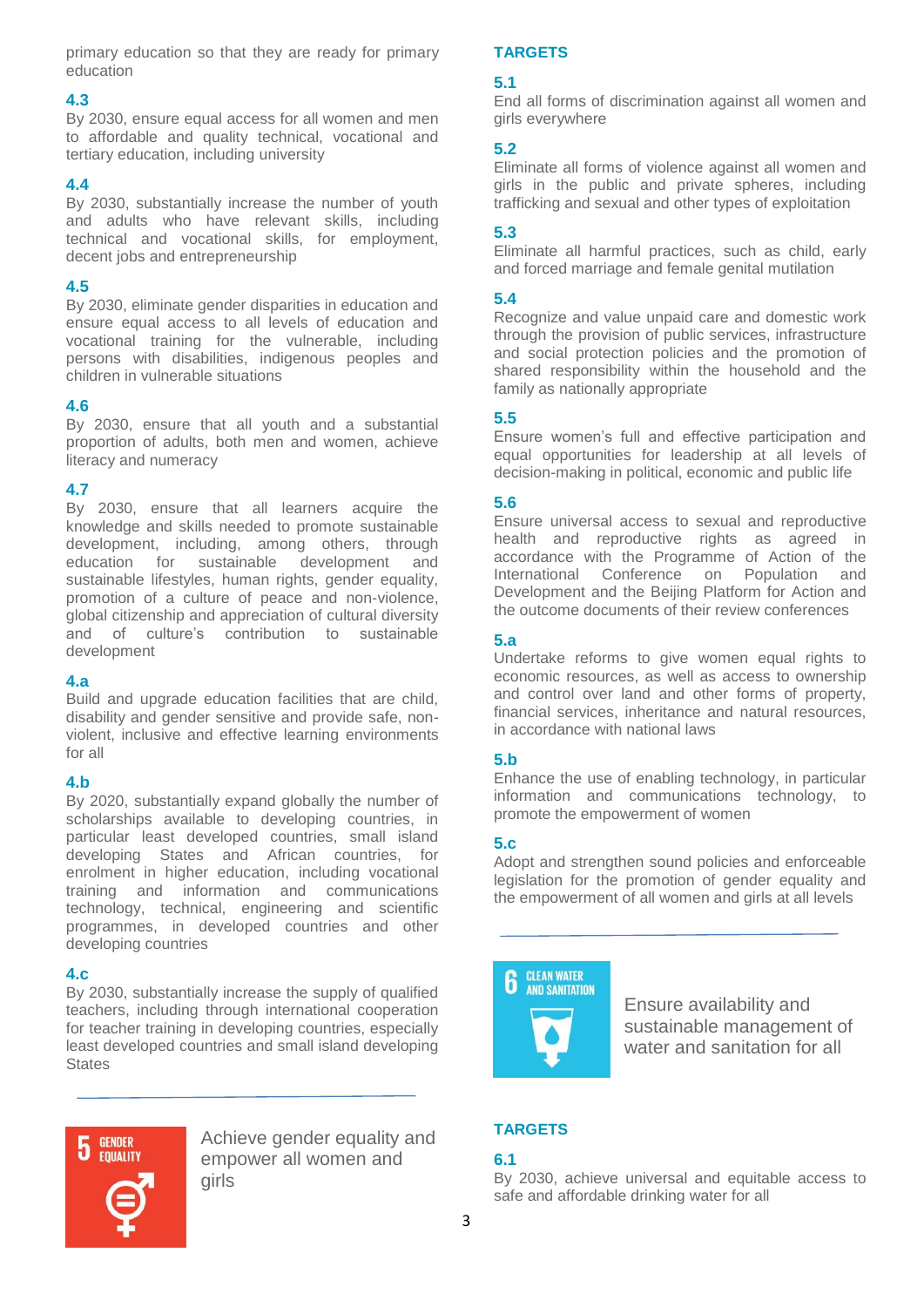primary education so that they are ready for primary education

**4.3**
By 2030, ensure equal access for all women and men to affordable and quality technical, vocational and tertiary education, including university

**4.4**
By 2030, substantially increase the number of youth and adults who have relevant skills, including technical and vocational skills, for employment, decent jobs and entrepreneurship

**4.5**
By 2030, eliminate gender disparities in education and ensure equal access to all levels of education and vocational training for the vulnerable, including persons with disabilities, indigenous peoples and children in vulnerable situations

**4.6**
By 2030, ensure that all youth and a substantial proportion of adults, both men and women, achieve literacy and numeracy

**4.7**
By 2030, ensure that all learners acquire the knowledge and skills needed to promote sustainable development, including, among others, through education for sustainable development and sustainable lifestyles, human rights, gender equality, promotion of a culture of peace and non-violence, global citizenship and appreciation of cultural diversity and of culture's contribution to sustainable development

**4.a**
Build and upgrade education facilities that are child, disability and gender sensitive and provide safe, non-violent, inclusive and effective learning environments for all

**4.b**
By 2020, substantially expand globally the number of scholarships available to developing countries, in particular least developed countries, small island developing States and African countries, for enrolment in higher education, including vocational training and information and communications technology, technical, engineering and scientific programmes, in developed countries and other developing countries

**4.c**
By 2030, substantially increase the supply of qualified teachers, including through international cooperation for teacher training in developing countries, especially least developed countries and small island developing States

---

## 5 GENDER EQUALITY

Achieve gender equality and empower all women and girls

### TARGETS

**5.1**
End all forms of discrimination against all women and girls everywhere

**5.2**
Eliminate all forms of violence against all women and girls in the public and private spheres, including trafficking and sexual and other types of exploitation

**5.3**
Eliminate all harmful practices, such as child, early and forced marriage and female genital mutilation

**5.4**
Recognize and value unpaid care and domestic work through the provision of public services, infrastructure and social protection policies and the promotion of shared responsibility within the household and the family as nationally appropriate

**5.5**
Ensure women's full and effective participation and equal opportunities for leadership at all levels of decision-making in political, economic and public life

**5.6**
Ensure universal access to sexual and reproductive health and reproductive rights as agreed in accordance with the Programme of Action of the International Conference on Population and Development and the Beijing Platform for Action and the outcome documents of their review conferences

**5.a**
Undertake reforms to give women equal rights to economic resources, as well as access to ownership and control over land and other forms of property, financial services, inheritance and natural resources, in accordance with national laws

**5.b**
Enhance the use of enabling technology, in particular information and communications technology, to promote the empowerment of women

**5.c**
Adopt and strengthen sound policies and enforceable legislation for the promotion of gender equality and the empowerment of all women and girls at all levels

---

## 6 CLEAN WATER AND SANITATION

Ensure availability and sustainable management of water and sanitation for all

### TARGETS

**6.1**
By 2030, achieve universal and equitable access to safe and affordable drinking water for all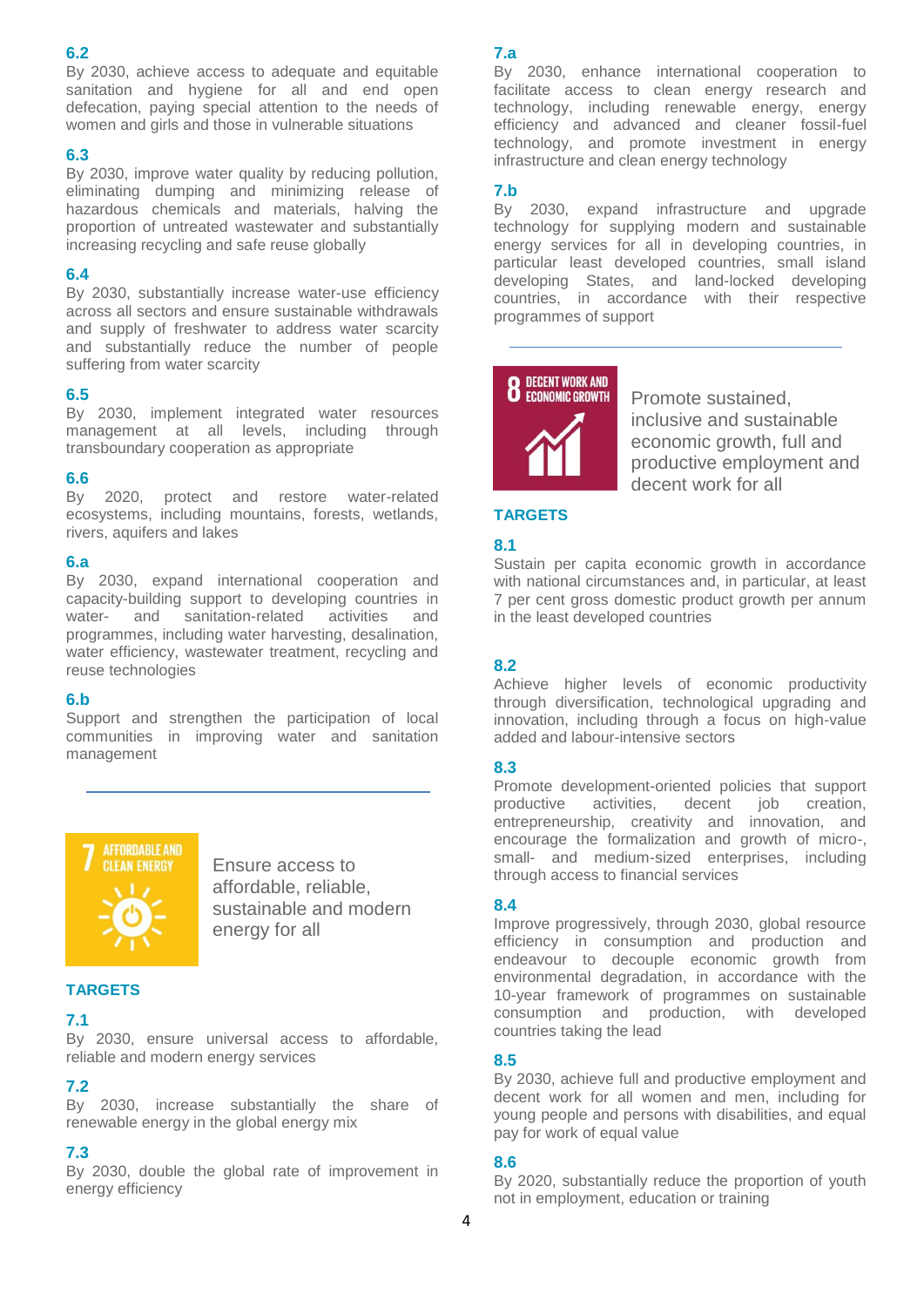**6.2**
By 2030, achieve access to adequate and equitable sanitation and hygiene for all and end open defecation, paying special attention to the needs of women and girls and those in vulnerable situations

**6.3**
By 2030, improve water quality by reducing pollution, eliminating dumping and minimizing release of hazardous chemicals and materials, halving the proportion of untreated wastewater and substantially increasing recycling and safe reuse globally

**6.4**
By 2030, substantially increase water-use efficiency across all sectors and ensure sustainable withdrawals and supply of freshwater to address water scarcity and substantially reduce the number of people suffering from water scarcity

**6.5**
By 2030, implement integrated water resources management at all levels, including through transboundary cooperation as appropriate

**6.6**
By 2020, protect and restore water-related ecosystems, including mountains, forests, wetlands, rivers, aquifers and lakes

**6.a**
By 2030, expand international cooperation and capacity-building support to developing countries in water- and sanitation-related activities and programmes, including water harvesting, desalination, water efficiency, wastewater treatment, recycling and reuse technologies

**6.b**
Support and strengthen the participation of local communities in improving water and sanitation management

---

**7 AFFORDABLE AND CLEAN ENERGY**

Ensure access to affordable, reliable, sustainable and modern energy for all

### TARGETS

**7.1**
By 2030, ensure universal access to affordable, reliable and modern energy services

**7.2**
By 2030, increase substantially the share of renewable energy in the global energy mix

**7.3**
By 2030, double the global rate of improvement in energy efficiency

**7.a**
By 2030, enhance international cooperation to facilitate access to clean energy research and technology, including renewable energy, energy efficiency and advanced and cleaner fossil-fuel technology, and promote investment in energy infrastructure and clean energy technology

**7.b**
By 2030, expand infrastructure and upgrade technology for supplying modern and sustainable energy services for all in developing countries, in particular least developed countries, small island developing States, and land-locked developing countries, in accordance with their respective programmes of support

---

**8 DECENT WORK AND ECONOMIC GROWTH**

Promote sustained, inclusive and sustainable economic growth, full and productive employment and decent work for all

### TARGETS

**8.1**
Sustain per capita economic growth in accordance with national circumstances and, in particular, at least 7 per cent gross domestic product growth per annum in the least developed countries

**8.2**
Achieve higher levels of economic productivity through diversification, technological upgrading and innovation, including through a focus on high-value added and labour-intensive sectors

**8.3**
Promote development-oriented policies that support productive activities, decent job creation, entrepreneurship, creativity and innovation, and encourage the formalization and growth of micro-, small- and medium-sized enterprises, including through access to financial services

**8.4**
Improve progressively, through 2030, global resource efficiency in consumption and production and endeavour to decouple economic growth from environmental degradation, in accordance with the 10-year framework of programmes on sustainable consumption and production, with developed countries taking the lead

**8.5**
By 2030, achieve full and productive employment and decent work for all women and men, including for young people and persons with disabilities, and equal pay for work of equal value

**8.6**
By 2020, substantially reduce the proportion of youth not in employment, education or training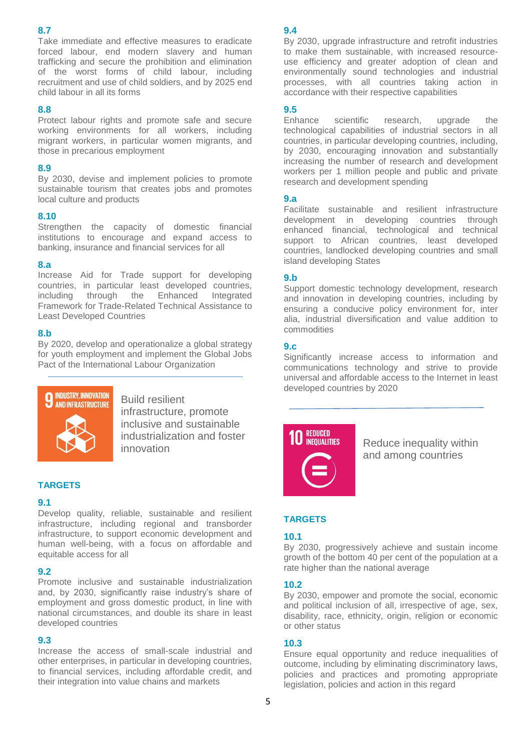### 8.7

Take immediate and effective measures to eradicate forced labour, end modern slavery and human trafficking and secure the prohibition and elimination of the worst forms of child labour, including recruitment and use of child soldiers, and by 2025 end child labour in all its forms

### 8.8

Protect labour rights and promote safe and secure working environments for all workers, including migrant workers, in particular women migrants, and those in precarious employment

### 8.9

By 2030, devise and implement policies to promote sustainable tourism that creates jobs and promotes local culture and products

### 8.10

Strengthen the capacity of domestic financial institutions to encourage and expand access to banking, insurance and financial services for all

### 8.a

Increase Aid for Trade support for developing countries, in particular least developed countries, including through the Enhanced Integrated Framework for Trade-Related Technical Assistance to Least Developed Countries

### 8.b

By 2020, develop and operationalize a global strategy for youth employment and implement the Global Jobs Pact of the International Labour Organization

## 9 INDUSTRY, INNOVATION AND INFRASTRUCTURE

Build resilient infrastructure, promote inclusive and sustainable industrialization and foster innovation

### TARGETS

### 9.1

Develop quality, reliable, sustainable and resilient infrastructure, including regional and transborder infrastructure, to support economic development and human well-being, with a focus on affordable and equitable access for all

### 9.2

Promote inclusive and sustainable industrialization and, by 2030, significantly raise industry's share of employment and gross domestic product, in line with national circumstances, and double its share in least developed countries

### 9.3

Increase the access of small-scale industrial and other enterprises, in particular in developing countries, to financial services, including affordable credit, and their integration into value chains and markets

### 9.4

By 2030, upgrade infrastructure and retrofit industries to make them sustainable, with increased resource-use efficiency and greater adoption of clean and environmentally sound technologies and industrial processes, with all countries taking action in accordance with their respective capabilities

### 9.5

Enhance scientific research, upgrade the technological capabilities of industrial sectors in all countries, in particular developing countries, including, by 2030, encouraging innovation and substantially increasing the number of research and development workers per 1 million people and public and private research and development spending

### 9.a

Facilitate sustainable and resilient infrastructure development in developing countries through enhanced financial, technological and technical support to African countries, least developed countries, landlocked developing countries and small island developing States

### 9.b

Support domestic technology development, research and innovation in developing countries, including by ensuring a conducive policy environment for, inter alia, industrial diversification and value addition to commodities

### 9.c

Significantly increase access to information and communications technology and strive to provide universal and affordable access to the Internet in least developed countries by 2020

## 10 REDUCED INEQUALITIES

Reduce inequality within and among countries

### TARGETS

### 10.1

By 2030, progressively achieve and sustain income growth of the bottom 40 per cent of the population at a rate higher than the national average

### 10.2

By 2030, empower and promote the social, economic and political inclusion of all, irrespective of age, sex, disability, race, ethnicity, origin, religion or economic or other status

### 10.3

Ensure equal opportunity and reduce inequalities of outcome, including by eliminating discriminatory laws, policies and practices and promoting appropriate legislation, policies and action in this regard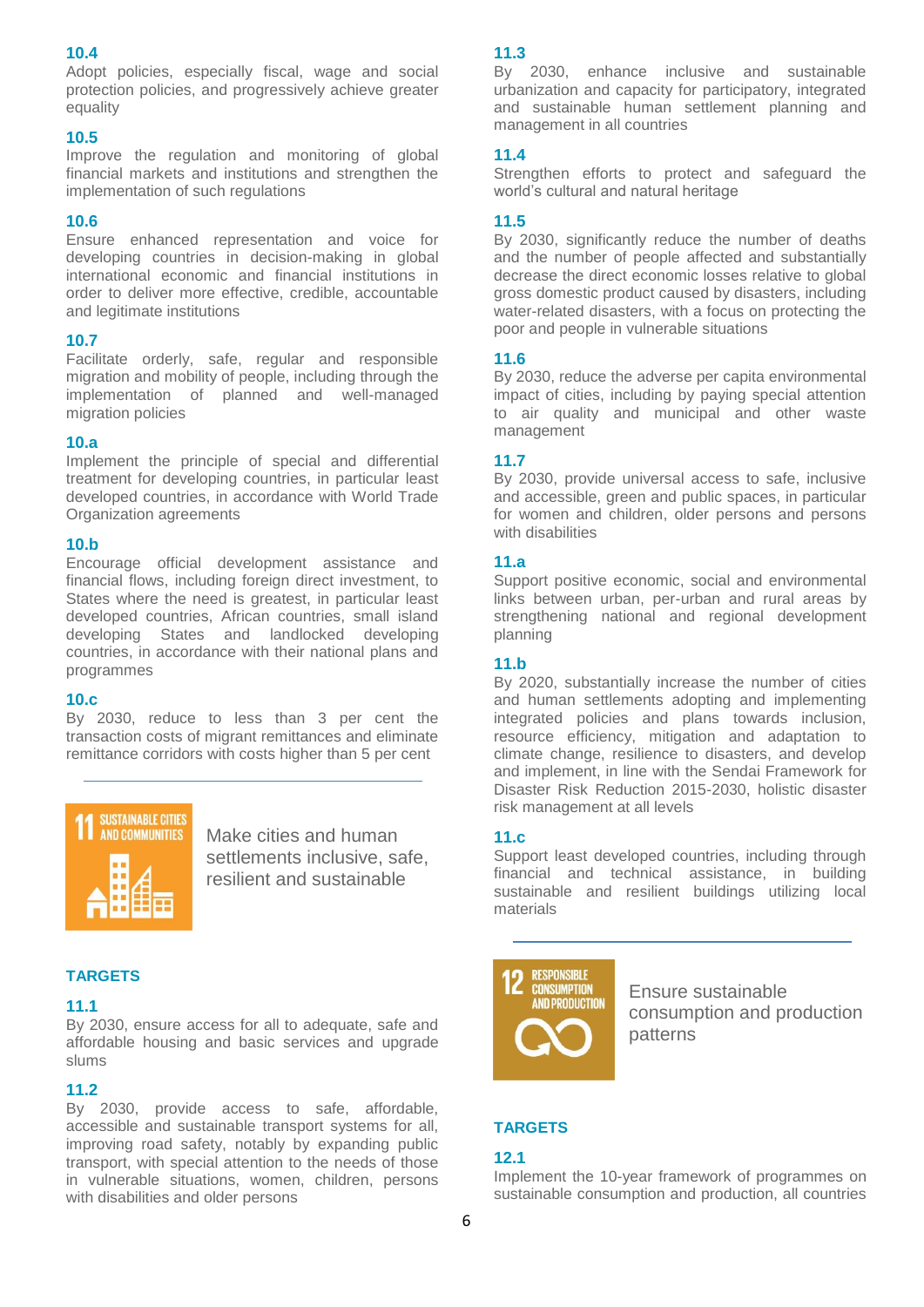**10.4**
Adopt policies, especially fiscal, wage and social protection policies, and progressively achieve greater equality

**10.5**
Improve the regulation and monitoring of global financial markets and institutions and strengthen the implementation of such regulations

**10.6**
Ensure enhanced representation and voice for developing countries in decision-making in global international economic and financial institutions in order to deliver more effective, credible, accountable and legitimate institutions

**10.7**
Facilitate orderly, safe, regular and responsible migration and mobility of people, including through the implementation of planned and well-managed migration policies

**10.a**
Implement the principle of special and differential treatment for developing countries, in particular least developed countries, in accordance with World Trade Organization agreements

**10.b**
Encourage official development assistance and financial flows, including foreign direct investment, to States where the need is greatest, in particular least developed countries, African countries, small island developing States and landlocked developing countries, in accordance with their national plans and programmes

**10.c**
By 2030, reduce to less than 3 per cent the transaction costs of migrant remittances and eliminate remittance corridors with costs higher than 5 per cent

---

## 11 SUSTAINABLE CITIES AND COMMUNITIES

Make cities and human settlements inclusive, safe, resilient and sustainable

### TARGETS

**11.1**
By 2030, ensure access for all to adequate, safe and affordable housing and basic services and upgrade slums

**11.2**
By 2030, provide access to safe, affordable, accessible and sustainable transport systems for all, improving road safety, notably by expanding public transport, with special attention to the needs of those in vulnerable situations, women, children, persons with disabilities and older persons

**11.3**
By 2030, enhance inclusive and sustainable urbanization and capacity for participatory, integrated and sustainable human settlement planning and management in all countries

**11.4**
Strengthen efforts to protect and safeguard the world's cultural and natural heritage

**11.5**
By 2030, significantly reduce the number of deaths and the number of people affected and substantially decrease the direct economic losses relative to global gross domestic product caused by disasters, including water-related disasters, with a focus on protecting the poor and people in vulnerable situations

**11.6**
By 2030, reduce the adverse per capita environmental impact of cities, including by paying special attention to air quality and municipal and other waste management

**11.7**
By 2030, provide universal access to safe, inclusive and accessible, green and public spaces, in particular for women and children, older persons and persons with disabilities

**11.a**
Support positive economic, social and environmental links between urban, per-urban and rural areas by strengthening national and regional development planning

**11.b**
By 2020, substantially increase the number of cities and human settlements adopting and implementing integrated policies and plans towards inclusion, resource efficiency, mitigation and adaptation to climate change, resilience to disasters, and develop and implement, in line with the Sendai Framework for Disaster Risk Reduction 2015-2030, holistic disaster risk management at all levels

**11.c**
Support least developed countries, including through financial and technical assistance, in building sustainable and resilient buildings utilizing local materials

---

## 12 RESPONSIBLE CONSUMPTION AND PRODUCTION

Ensure sustainable consumption and production patterns

### TARGETS

**12.1**
Implement the 10-year framework of programmes on sustainable consumption and production, all countries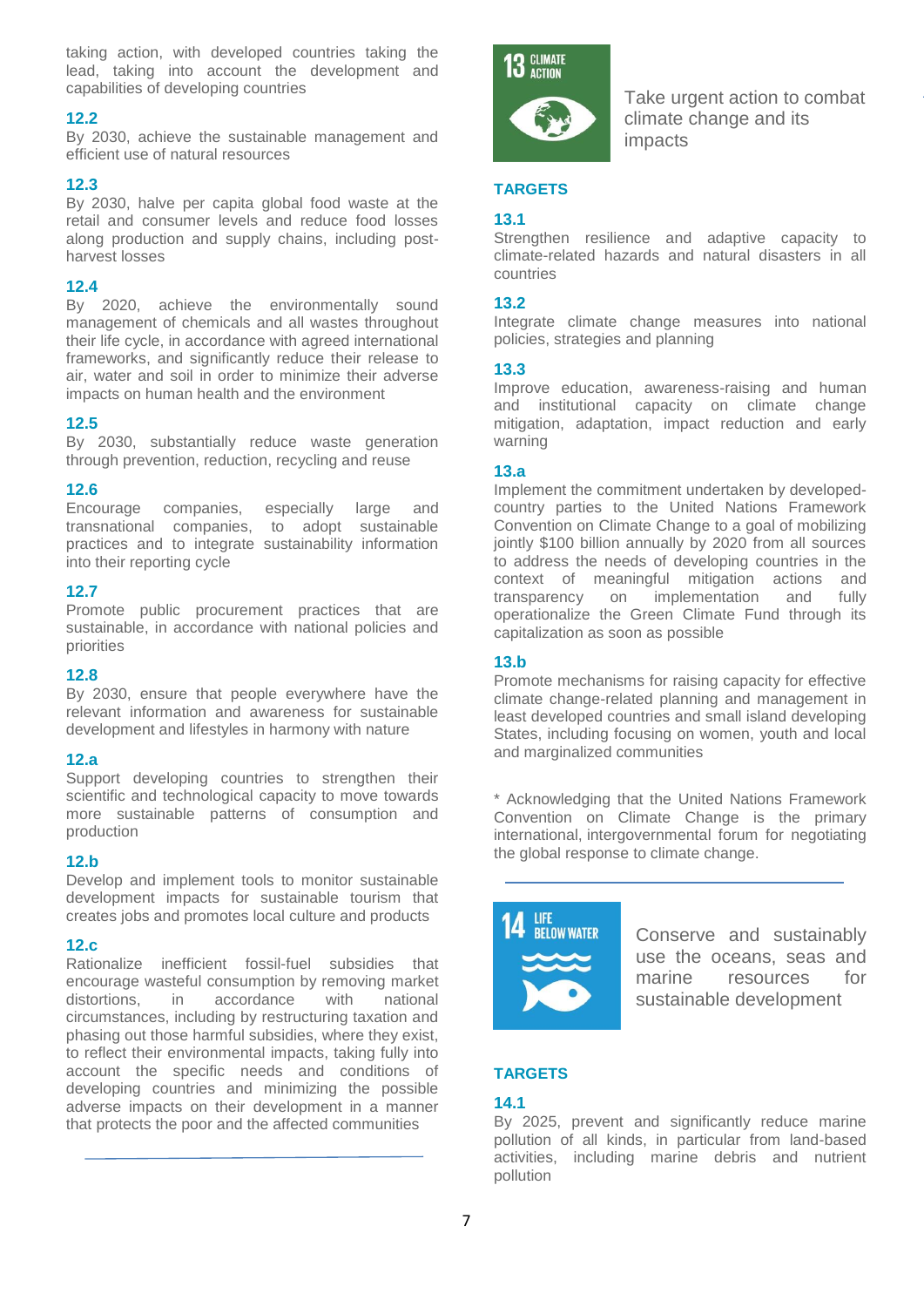taking action, with developed countries taking the lead, taking into account the development and capabilities of developing countries

**12.2**
By 2030, achieve the sustainable management and efficient use of natural resources

**12.3**
By 2030, halve per capita global food waste at the retail and consumer levels and reduce food losses along production and supply chains, including post-harvest losses

**12.4**
By 2020, achieve the environmentally sound management of chemicals and all wastes throughout their life cycle, in accordance with agreed international frameworks, and significantly reduce their release to air, water and soil in order to minimize their adverse impacts on human health and the environment

**12.5**
By 2030, substantially reduce waste generation through prevention, reduction, recycling and reuse

**12.6**
Encourage companies, especially large and transnational companies, to adopt sustainable practices and to integrate sustainability information into their reporting cycle

**12.7**
Promote public procurement practices that are sustainable, in accordance with national policies and priorities

**12.8**
By 2030, ensure that people everywhere have the relevant information and awareness for sustainable development and lifestyles in harmony with nature

**12.a**
Support developing countries to strengthen their scientific and technological capacity to move towards more sustainable patterns of consumption and production

**12.b**
Develop and implement tools to monitor sustainable development impacts for sustainable tourism that creates jobs and promotes local culture and products

**12.c**
Rationalize inefficient fossil-fuel subsidies that encourage wasteful consumption by removing market distortions, in accordance with national circumstances, including by restructuring taxation and phasing out those harmful subsidies, where they exist, to reflect their environmental impacts, taking fully into account the specific needs and conditions of developing countries and minimizing the possible adverse impacts on their development in a manner that protects the poor and the affected communities

---

## 13 CLIMATE ACTION

Take urgent action to combat climate change and its impacts

### TARGETS

**13.1**
Strengthen resilience and adaptive capacity to climate-related hazards and natural disasters in all countries

**13.2**
Integrate climate change measures into national policies, strategies and planning

**13.3**
Improve education, awareness-raising and human and institutional capacity on climate change mitigation, adaptation, impact reduction and early warning

**13.a**
Implement the commitment undertaken by developed-country parties to the United Nations Framework Convention on Climate Change to a goal of mobilizing jointly $100 billion annually by 2020 from all sources to address the needs of developing countries in the context of meaningful mitigation actions and transparency on implementation and fully operationalize the Green Climate Fund through its capitalization as soon as possible

**13.b**
Promote mechanisms for raising capacity for effective climate change-related planning and management in least developed countries and small island developing States, including focusing on women, youth and local and marginalized communities

* Acknowledging that the United Nations Framework Convention on Climate Change is the primary international, intergovernmental forum for negotiating the global response to climate change.

---

## 14 LIFE BELOW WATER

Conserve and sustainably use the oceans, seas and marine resources for sustainable development

### TARGETS

**14.1**
By 2025, prevent and significantly reduce marine pollution of all kinds, in particular from land-based activities, including marine debris and nutrient pollution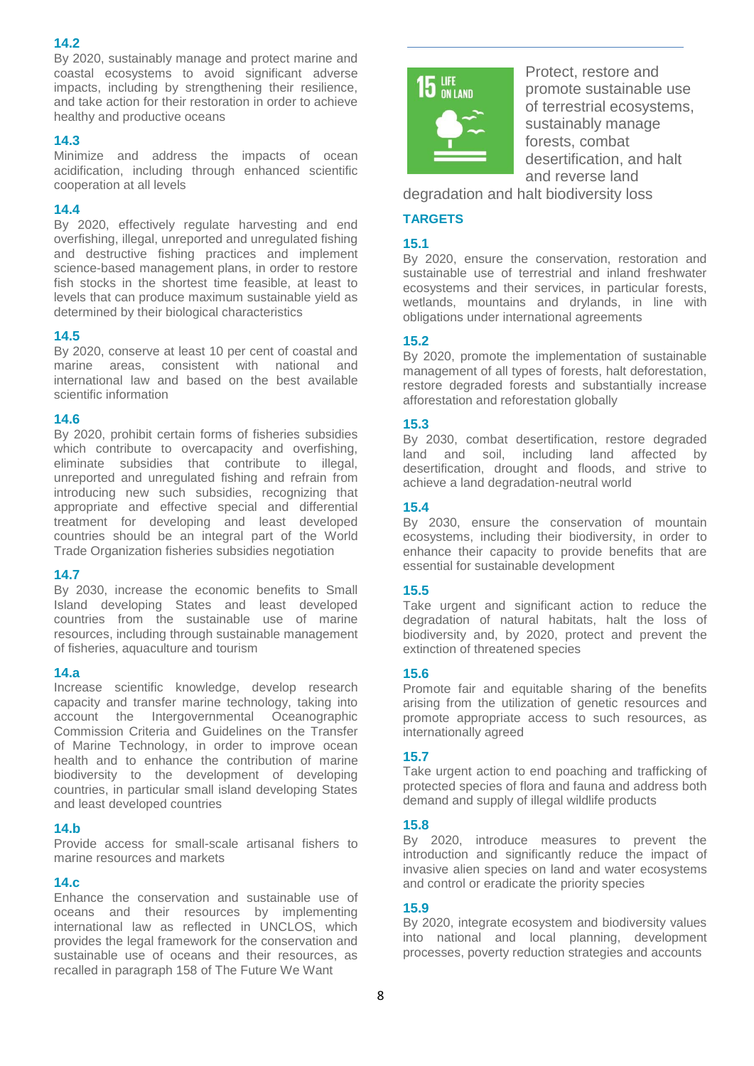### 14.2

By 2020, sustainably manage and protect marine and coastal ecosystems to avoid significant adverse impacts, including by strengthening their resilience, and take action for their restoration in order to achieve healthy and productive oceans

### 14.3

Minimize and address the impacts of ocean acidification, including through enhanced scientific cooperation at all levels

### 14.4

By 2020, effectively regulate harvesting and end overfishing, illegal, unreported and unregulated fishing and destructive fishing practices and implement science-based management plans, in order to restore fish stocks in the shortest time feasible, at least to levels that can produce maximum sustainable yield as determined by their biological characteristics

### 14.5

By 2020, conserve at least 10 per cent of coastal and marine areas, consistent with national and international law and based on the best available scientific information

### 14.6

By 2020, prohibit certain forms of fisheries subsidies which contribute to overcapacity and overfishing, eliminate subsidies that contribute to illegal, unreported and unregulated fishing and refrain from introducing new such subsidies, recognizing that appropriate and effective special and differential treatment for developing and least developed countries should be an integral part of the World Trade Organization fisheries subsidies negotiation

### 14.7

By 2030, increase the economic benefits to Small Island developing States and least developed countries from the sustainable use of marine resources, including through sustainable management of fisheries, aquaculture and tourism

### 14.a

Increase scientific knowledge, develop research capacity and transfer marine technology, taking into account the Intergovernmental Oceanographic Commission Criteria and Guidelines on the Transfer of Marine Technology, in order to improve ocean health and to enhance the contribution of marine biodiversity to the development of developing countries, in particular small island developing States and least developed countries

### 14.b

Provide access for small-scale artisanal fishers to marine resources and markets

### 14.c

Enhance the conservation and sustainable use of oceans and their resources by implementing international law as reflected in UNCLOS, which provides the legal framework for the conservation and sustainable use of oceans and their resources, as recalled in paragraph 158 of The Future We Want

15 LIFE ON LAND

Protect, restore and promote sustainable use of terrestrial ecosystems, sustainably manage forests, combat desertification, and halt and reverse land degradation and halt biodiversity loss

## TARGETS

### 15.1

By 2020, ensure the conservation, restoration and sustainable use of terrestrial and inland freshwater ecosystems and their services, in particular forests, wetlands, mountains and drylands, in line with obligations under international agreements

### 15.2

By 2020, promote the implementation of sustainable management of all types of forests, halt deforestation, restore degraded forests and substantially increase afforestation and reforestation globally

### 15.3

By 2030, combat desertification, restore degraded land and soil, including land affected by desertification, drought and floods, and strive to achieve a land degradation-neutral world

### 15.4

By 2030, ensure the conservation of mountain ecosystems, including their biodiversity, in order to enhance their capacity to provide benefits that are essential for sustainable development

### 15.5

Take urgent and significant action to reduce the degradation of natural habitats, halt the loss of biodiversity and, by 2020, protect and prevent the extinction of threatened species

### 15.6

Promote fair and equitable sharing of the benefits arising from the utilization of genetic resources and promote appropriate access to such resources, as internationally agreed

### 15.7

Take urgent action to end poaching and trafficking of protected species of flora and fauna and address both demand and supply of illegal wildlife products

### 15.8

By 2020, introduce measures to prevent the introduction and significantly reduce the impact of invasive alien species on land and water ecosystems and control or eradicate the priority species

### 15.9

By 2020, integrate ecosystem and biodiversity values into national and local planning, development processes, poverty reduction strategies and accounts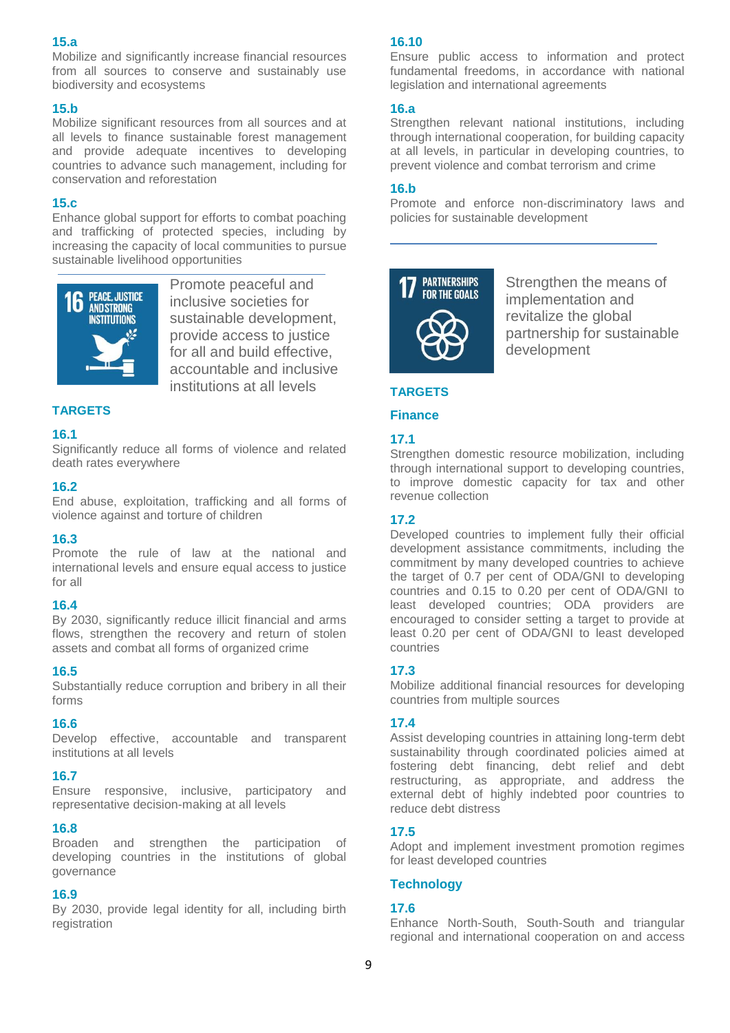### 15.a

Mobilize and significantly increase financial resources from all sources to conserve and sustainably use biodiversity and ecosystems

### 15.b

Mobilize significant resources from all sources and at all levels to finance sustainable forest management and provide adequate incentives to developing countries to advance such management, including for conservation and reforestation

### 15.c

Enhance global support for efforts to combat poaching and trafficking of protected species, including by increasing the capacity of local communities to pursue sustainable livelihood opportunities

## 16 PEACE, JUSTICE AND STRONG INSTITUTIONS

Promote peaceful and inclusive societies for sustainable development, provide access to justice for all and build effective, accountable and inclusive institutions at all levels

### TARGETS

### 16.1

Significantly reduce all forms of violence and related death rates everywhere

### 16.2

End abuse, exploitation, trafficking and all forms of violence against and torture of children

### 16.3

Promote the rule of law at the national and international levels and ensure equal access to justice for all

### 16.4

By 2030, significantly reduce illicit financial and arms flows, strengthen the recovery and return of stolen assets and combat all forms of organized crime

### 16.5

Substantially reduce corruption and bribery in all their forms

### 16.6

Develop effective, accountable and transparent institutions at all levels

### 16.7

Ensure responsive, inclusive, participatory and representative decision-making at all levels

### 16.8

Broaden and strengthen the participation of developing countries in the institutions of global governance

### 16.9

By 2030, provide legal identity for all, including birth registration

### 16.10

Ensure public access to information and protect fundamental freedoms, in accordance with national legislation and international agreements

### 16.a

Strengthen relevant national institutions, including through international cooperation, for building capacity at all levels, in particular in developing countries, to prevent violence and combat terrorism and crime

### 16.b

Promote and enforce non-discriminatory laws and policies for sustainable development

## 17 PARTNERSHIPS FOR THE GOALS

Strengthen the means of implementation and revitalize the global partnership for sustainable development

### TARGETS

### Finance

### 17.1

Strengthen domestic resource mobilization, including through international support to developing countries, to improve domestic capacity for tax and other revenue collection

### 17.2

Developed countries to implement fully their official development assistance commitments, including the commitment by many developed countries to achieve the target of 0.7 per cent of ODA/GNI to developing countries and 0.15 to 0.20 per cent of ODA/GNI to least developed countries; ODA providers are encouraged to consider setting a target to provide at least 0.20 per cent of ODA/GNI to least developed countries

### 17.3

Mobilize additional financial resources for developing countries from multiple sources

### 17.4

Assist developing countries in attaining long-term debt sustainability through coordinated policies aimed at fostering debt financing, debt relief and debt restructuring, as appropriate, and address the external debt of highly indebted poor countries to reduce debt distress

### 17.5

Adopt and implement investment promotion regimes for least developed countries

### Technology

### 17.6

Enhance North-South, South-South and triangular regional and international cooperation on and access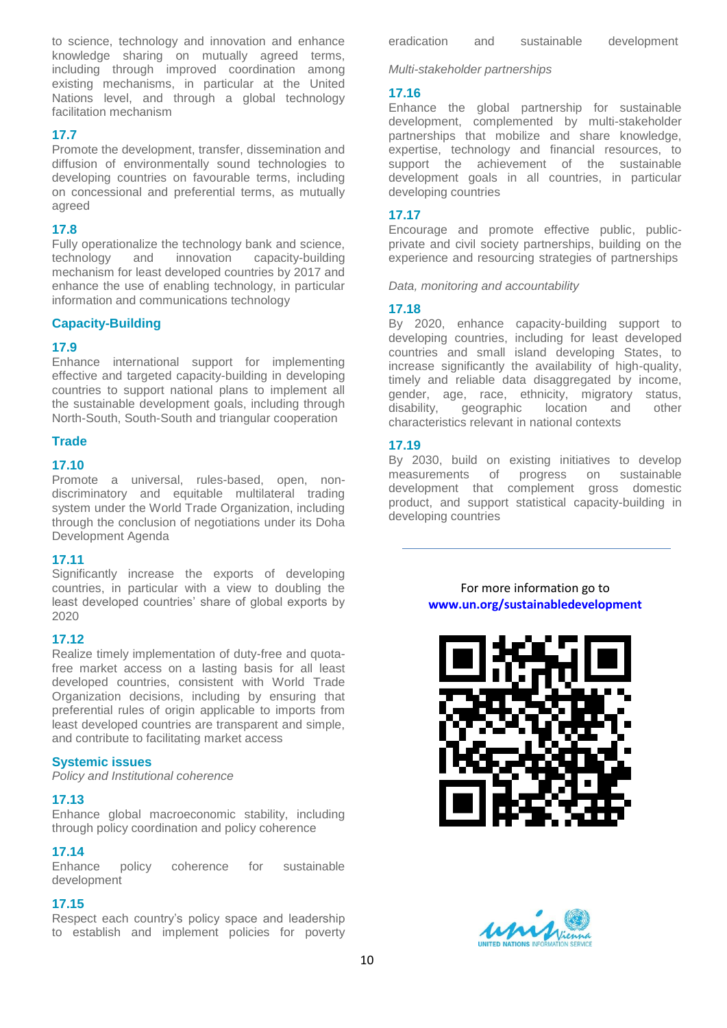to science, technology and innovation and enhance knowledge sharing on mutually agreed terms, including through improved coordination among existing mechanisms, in particular at the United Nations level, and through a global technology facilitation mechanism

### 17.7

Promote the development, transfer, dissemination and diffusion of environmentally sound technologies to developing countries on favourable terms, including on concessional and preferential terms, as mutually agreed

### 17.8

Fully operationalize the technology bank and science, technology and innovation capacity-building mechanism for least developed countries by 2017 and enhance the use of enabling technology, in particular information and communications technology

## Capacity-Building

### 17.9

Enhance international support for implementing effective and targeted capacity-building in developing countries to support national plans to implement all the sustainable development goals, including through North-South, South-South and triangular cooperation

## Trade

### 17.10

Promote a universal, rules-based, open, non-discriminatory and equitable multilateral trading system under the World Trade Organization, including through the conclusion of negotiations under its Doha Development Agenda

### 17.11

Significantly increase the exports of developing countries, in particular with a view to doubling the least developed countries' share of global exports by 2020

### 17.12

Realize timely implementation of duty-free and quota-free market access on a lasting basis for all least developed countries, consistent with World Trade Organization decisions, including by ensuring that preferential rules of origin applicable to imports from least developed countries are transparent and simple, and contribute to facilitating market access

## Systemic issues

*Policy and Institutional coherence*

### 17.13

Enhance global macroeconomic stability, including through policy coordination and policy coherence

### 17.14

Enhance policy coherence for sustainable development

### 17.15

Respect each country's policy space and leadership to establish and implement policies for poverty eradication and sustainable development

*Multi-stakeholder partnerships*

### 17.16

Enhance the global partnership for sustainable development, complemented by multi-stakeholder partnerships that mobilize and share knowledge, expertise, technology and financial resources, to support the achievement of the sustainable development goals in all countries, in particular developing countries

### 17.17

Encourage and promote effective public, public-private and civil society partnerships, building on the experience and resourcing strategies of partnerships

*Data, monitoring and accountability*

### 17.18

By 2020, enhance capacity-building support to developing countries, including for least developed countries and small island developing States, to increase significantly the availability of high-quality, timely and reliable data disaggregated by income, gender, age, race, ethnicity, migratory status, disability, geographic location and other characteristics relevant in national contexts

### 17.19

By 2030, build on existing initiatives to develop measurements of progress on sustainable development that complement gross domestic product, and support statistical capacity-building in developing countries

---

For more information go to
**www.un.org/sustainabledevelopment**

UNITED NATIONS INFORMATION SERVICE Vienna